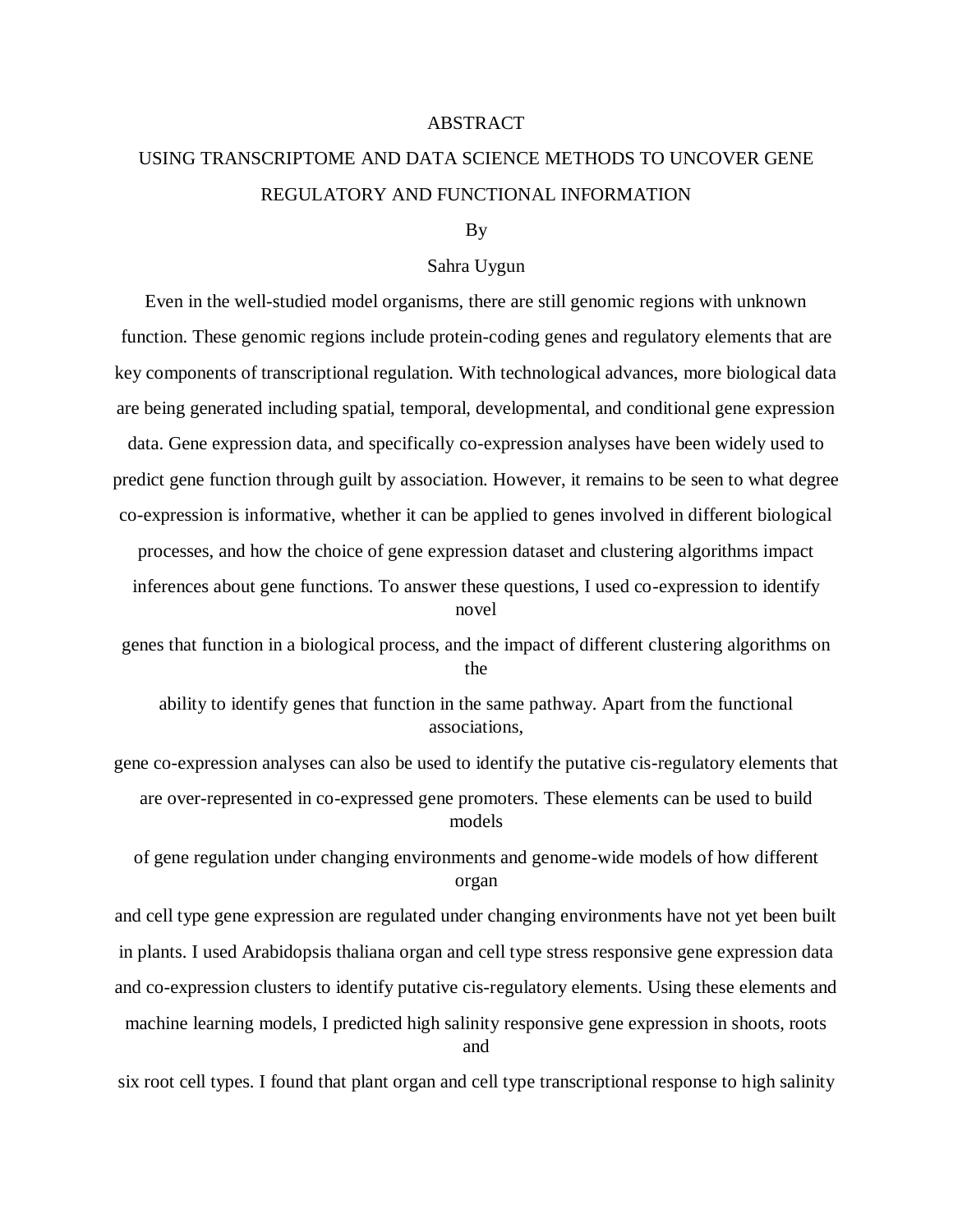# ABSTRACT

## USING TRANSCRIPTOME AND DATA SCIENCE METHODS TO UNCOVER GENE REGULATORY AND FUNCTIONAL INFORMATION

By

Sahra Uygun

Even in the well-studied model organisms, there are still genomic regions with unknown function. These genomic regions include protein-coding genes and regulatory elements that are key components of transcriptional regulation. With technological advances, more biological data are being generated including spatial, temporal, developmental, and conditional gene expression data. Gene expression data, and specifically co-expression analyses have been widely used to predict gene function through guilt by association. However, it remains to be seen to what degree co-expression is informative, whether it can be applied to genes involved in different biological processes, and how the choice of gene expression dataset and clustering algorithms impact inferences about gene functions. To answer these questions, I used co-expression to identify novel genes that function in a biological process, and the impact of different clustering algorithms on the ability to identify genes that function in the same pathway. Apart from the functional associations, gene co-expression analyses can also be used to identify the putative cis-regulatory elements that are over-represented in co-expressed gene promoters. These elements can be used to build models of gene regulation under changing environments and genome-wide models of how different organ and cell type gene expression are regulated under changing environments have not yet been built in plants. I used Arabidopsis thaliana organ and cell type stress responsive gene expression data and co-expression clusters to identify putative cis-regulatory elements. Using these elements and machine learning models, I predicted high salinity responsive gene expression in shoots, roots and six root cell types. I found that plant organ and cell type transcriptional response to high salinity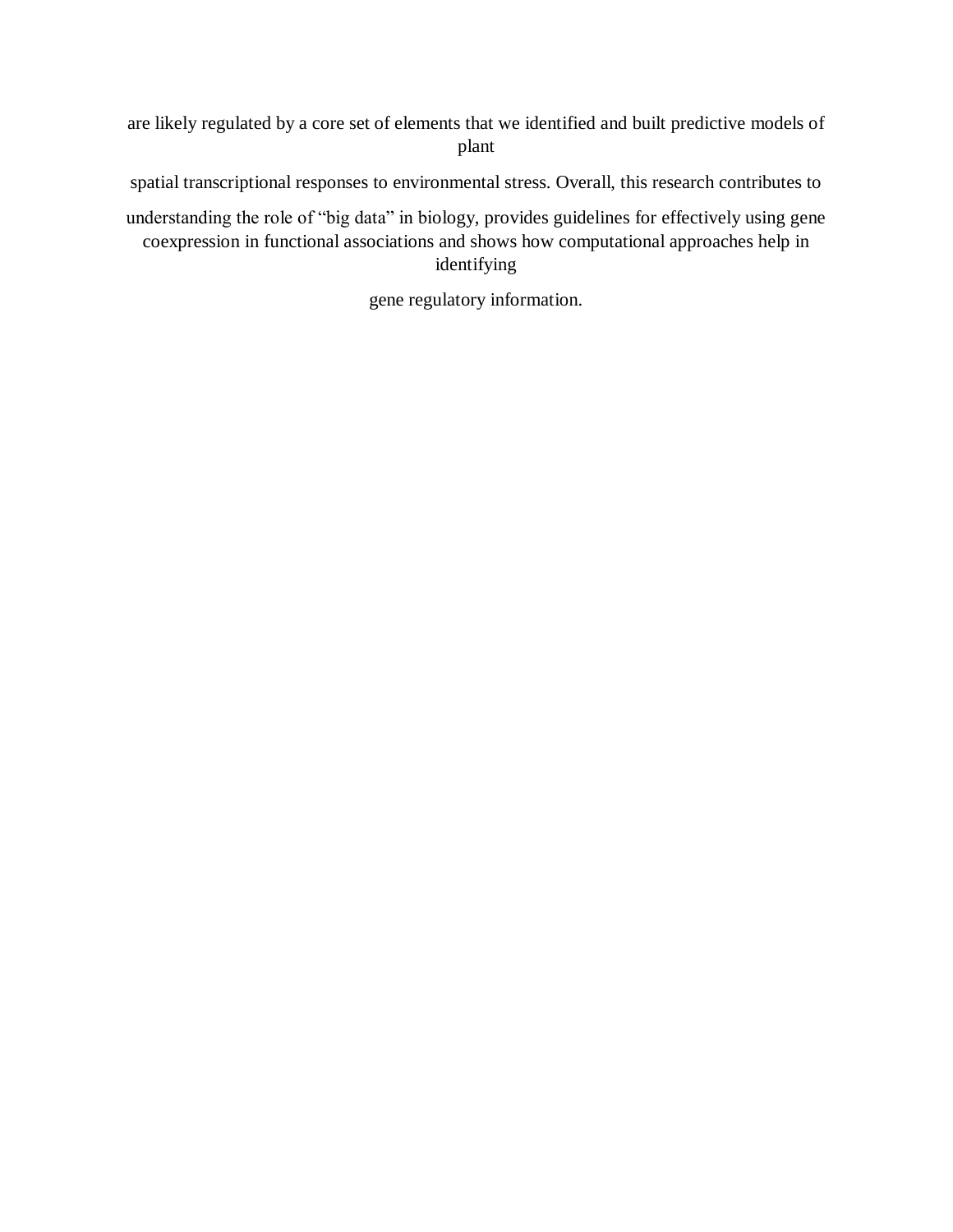are likely regulated by a core set of elements that we identified and built predictive models of plant spatial transcriptional responses to environmental stress. Overall, this research contributes to understanding the role of "big data" in biology, provides guidelines for effectively using gene coexpression in functional associations and shows how computational approaches help in identifying gene regulatory information.